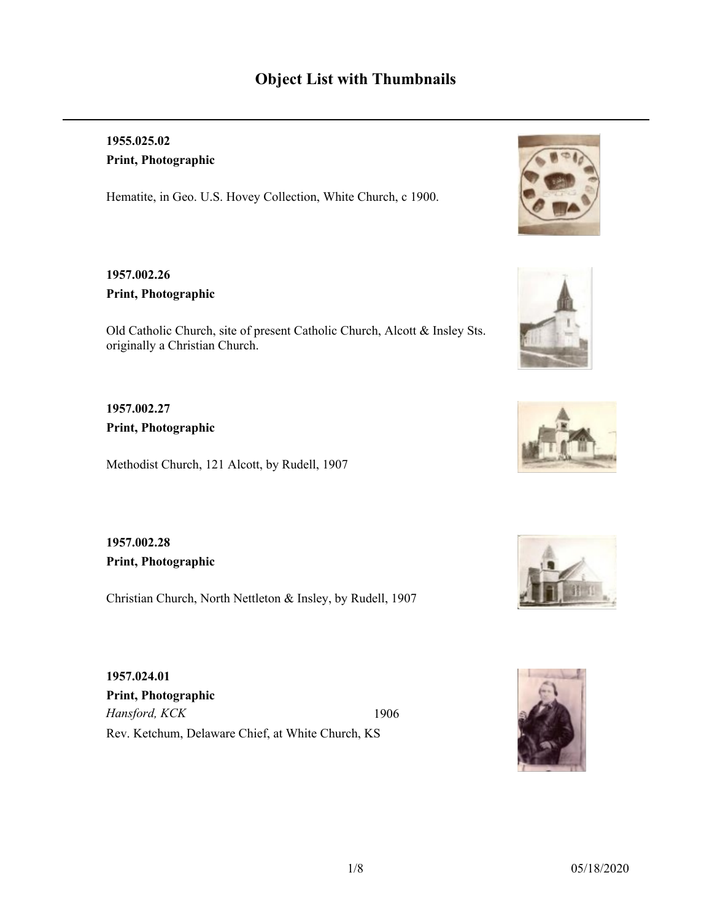# Object List with Thumbnails

**1955.025.02**

**Print, Photographic**

Hematite, in Geo. U.S. Hovey Collection, White Church, c 1900.

**1957.002.26**

**Print, Photographic**

Old Catholic Church, site of present Catholic Church, Alcott & Insley Sts. originally a Christian Church.

**1957.002.27**

**Print, Photographic**

Methodist Church, 121 Alcott, by Rudell, 1907

**1957.002.28**

**Print, Photographic**

Christian Church, North Nettleton & Insley, by Rudell, 1907

**1957.024.01**

**Print, Photographic**

*Hansford, KCK* 1906

Rev. Ketchum, Delaware Chief, at White Church, KS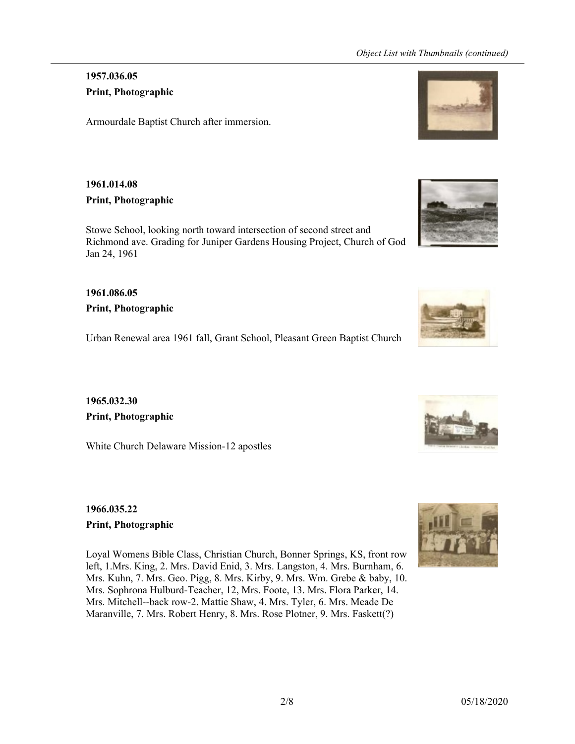**1957.036.05**

**Print, Photographic**

Armourdale Baptist Church after immersion.

**1961.014.08**

**Print, Photographic**

Stowe School, looking north toward intersection of second street and Richmond ave. Grading for Juniper Gardens Housing Project, Church of God Jan 24, 1961

**1961.086.05**

**Print, Photographic**

Urban Renewal area 1961 fall, Grant School, Pleasant Green Baptist Church

**1965.032.30**

**Print, Photographic**

White Church Delaware Mission-12 apostles

**1966.035.22**

**Print, Photographic**

Loyal Womens Bible Class, Christian Church, Bonner Springs, KS, front row left, 1.Mrs. King, 2. Mrs. David Enid, 3. Mrs. Langston, 4. Mrs. Burnham, 6. Mrs. Kuhn, 7. Mrs. Geo. Pigg, 8. Mrs. Kirby, 9. Mrs. Wm. Grebe & baby, 10. Mrs. Sophrona Hulburd-Teacher, 12, Mrs. Foote, 13. Mrs. Flora Parker, 14. Mrs. Mitchell--back row-2. Mattie Shaw, 4. Mrs. Tyler, 6. Mrs. Meade De Maranville, 7. Mrs. Robert Henry, 8. Mrs. Rose Plotner, 9. Mrs. Faskett(?)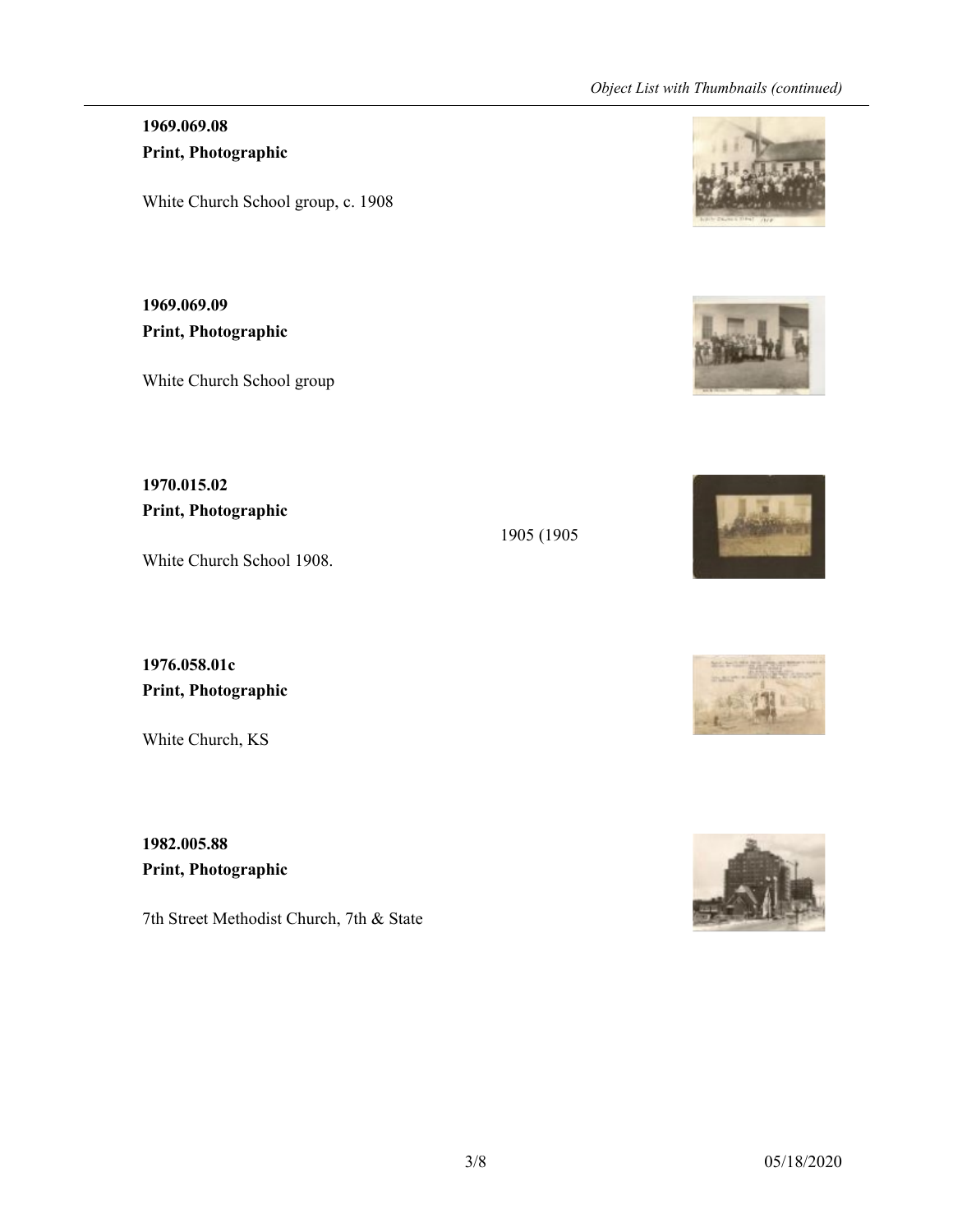**1969.069.08**
**Print, Photographic**

White Church School group, c. 1908

**1969.069.09**
**Print, Photographic**

White Church School group

**1970.015.02**
**Print, Photographic**

1905 (1905

White Church School 1908.

**1976.058.01c**
**Print, Photographic**

White Church, KS

**1982.005.88**
**Print, Photographic**

7th Street Methodist Church, 7th & State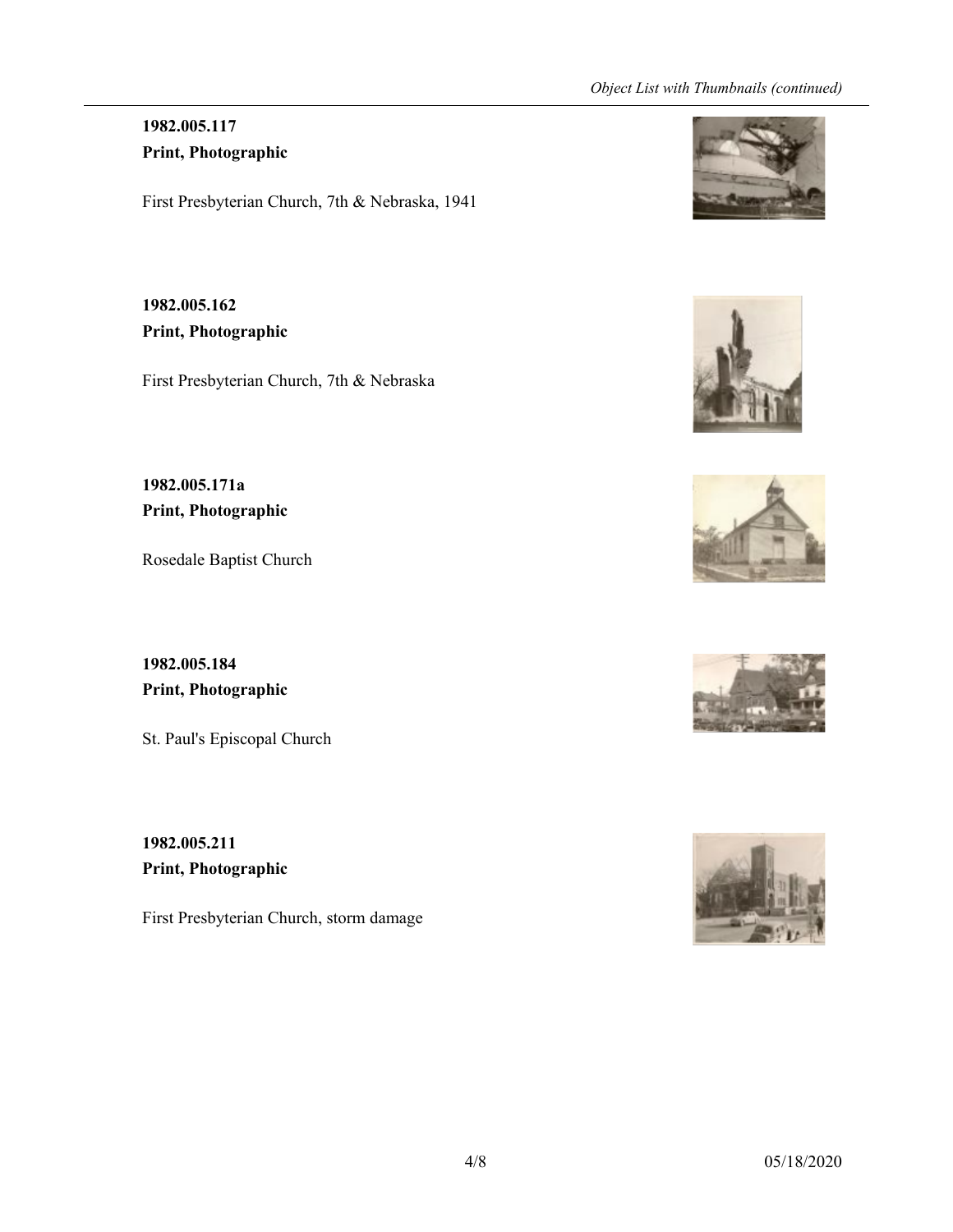**1982.005.117**
**Print, Photographic**

First Presbyterian Church, 7th & Nebraska, 1941

**1982.005.162**
**Print, Photographic**

First Presbyterian Church, 7th & Nebraska

**1982.005.171a**
**Print, Photographic**

Rosedale Baptist Church

**1982.005.184**
**Print, Photographic**

St. Paul's Episcopal Church

**1982.005.211**
**Print, Photographic**

First Presbyterian Church, storm damage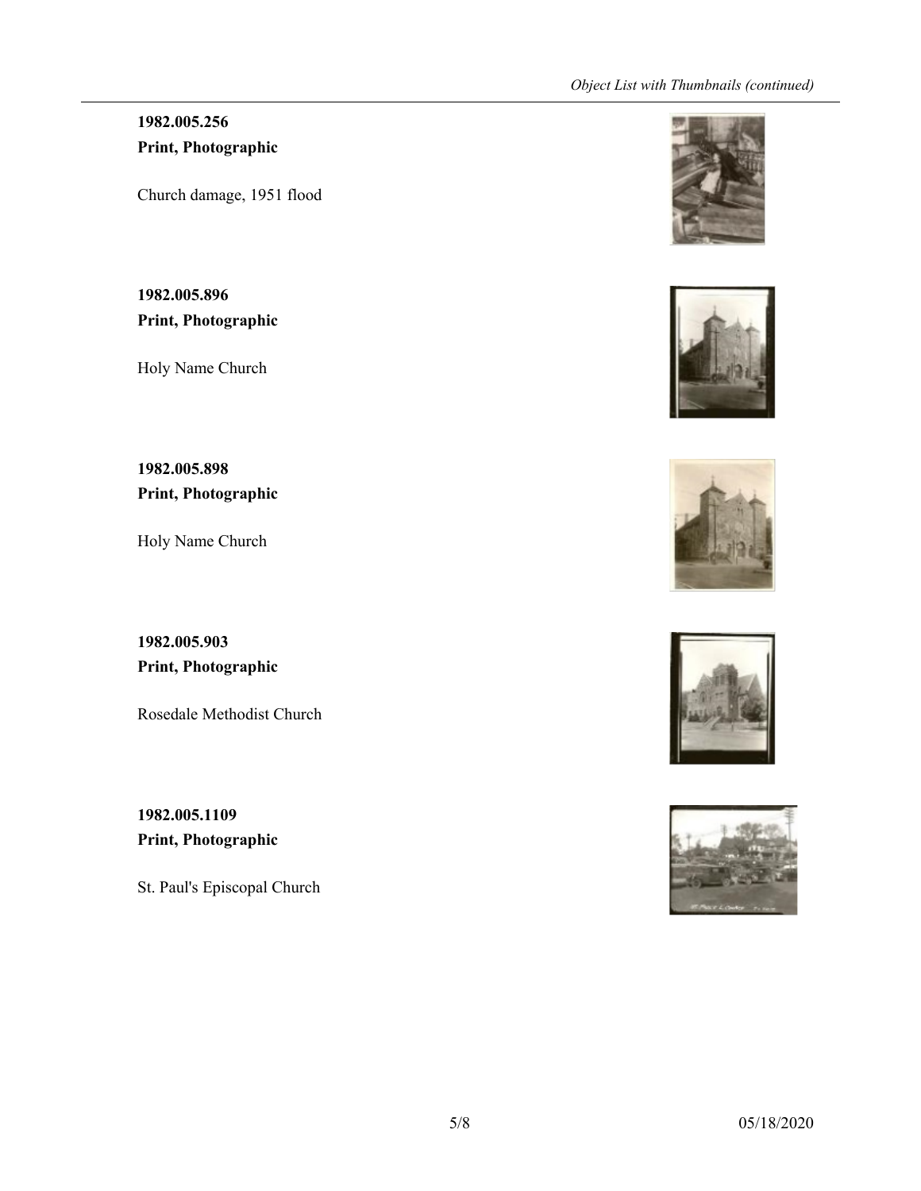**1982.005.256**
**Print, Photographic**

Church damage, 1951 flood

**1982.005.896**
**Print, Photographic**

Holy Name Church

**1982.005.898**
**Print, Photographic**

Holy Name Church

**1982.005.903**
**Print, Photographic**

Rosedale Methodist Church

**1982.005.1109**
**Print, Photographic**

St. Paul's Episcopal Church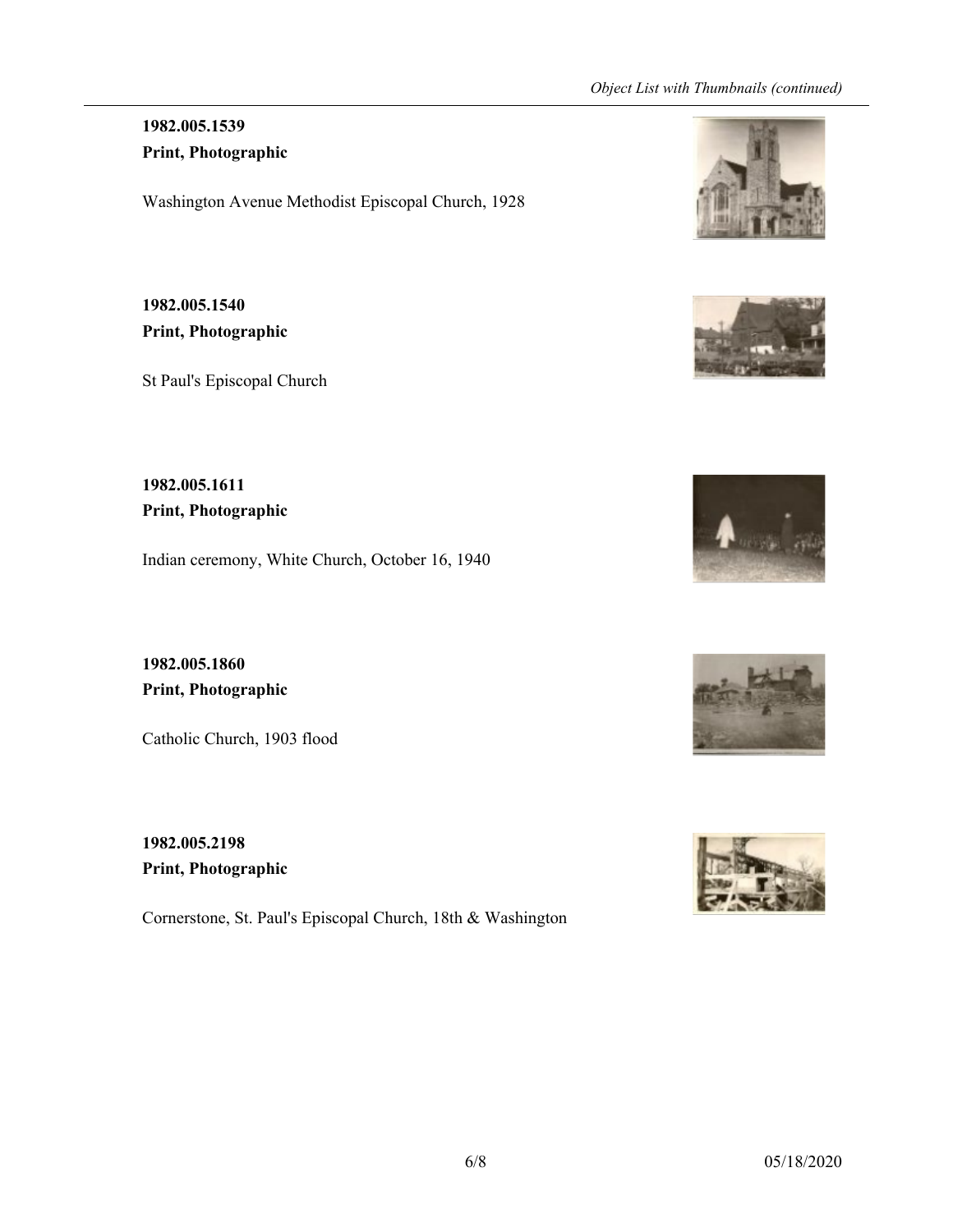**1982.005.1539**
**Print, Photographic**

Washington Avenue Methodist Episcopal Church, 1928

**1982.005.1540**
**Print, Photographic**

St Paul's Episcopal Church

**1982.005.1611**
**Print, Photographic**

Indian ceremony, White Church, October 16, 1940

**1982.005.1860**
**Print, Photographic**

Catholic Church, 1903 flood

**1982.005.2198**
**Print, Photographic**

Cornerstone, St. Paul's Episcopal Church, 18th & Washington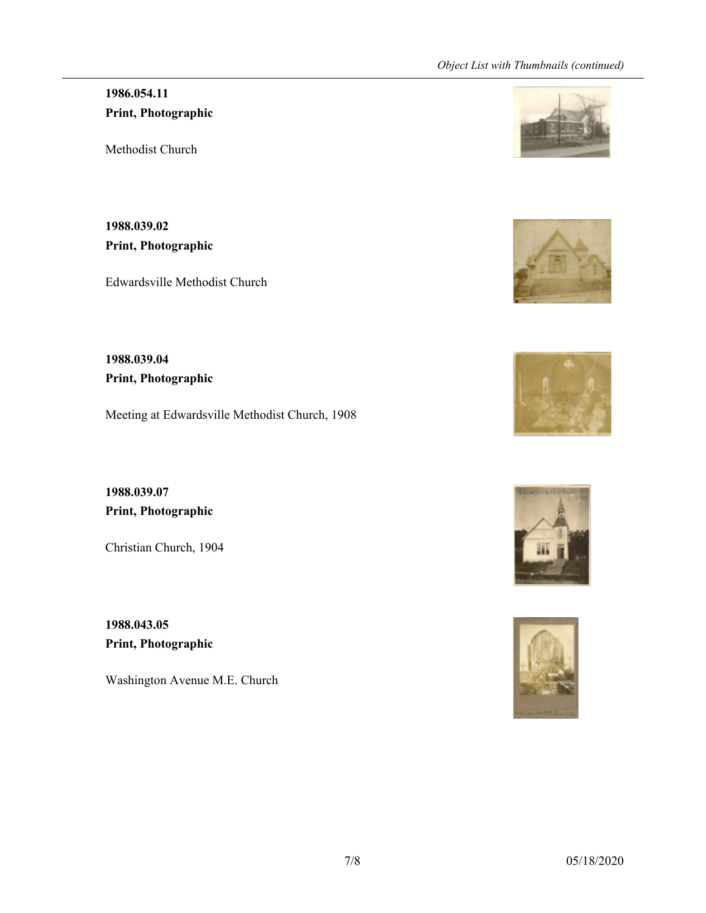**1986.054.11**
**Print, Photographic**

Methodist Church

**1988.039.02**
**Print, Photographic**

Edwardsville Methodist Church

**1988.039.04**
**Print, Photographic**

Meeting at Edwardsville Methodist Church, 1908

**1988.039.07**
**Print, Photographic**

Christian Church, 1904

**1988.043.05**
**Print, Photographic**

Washington Avenue M.E. Church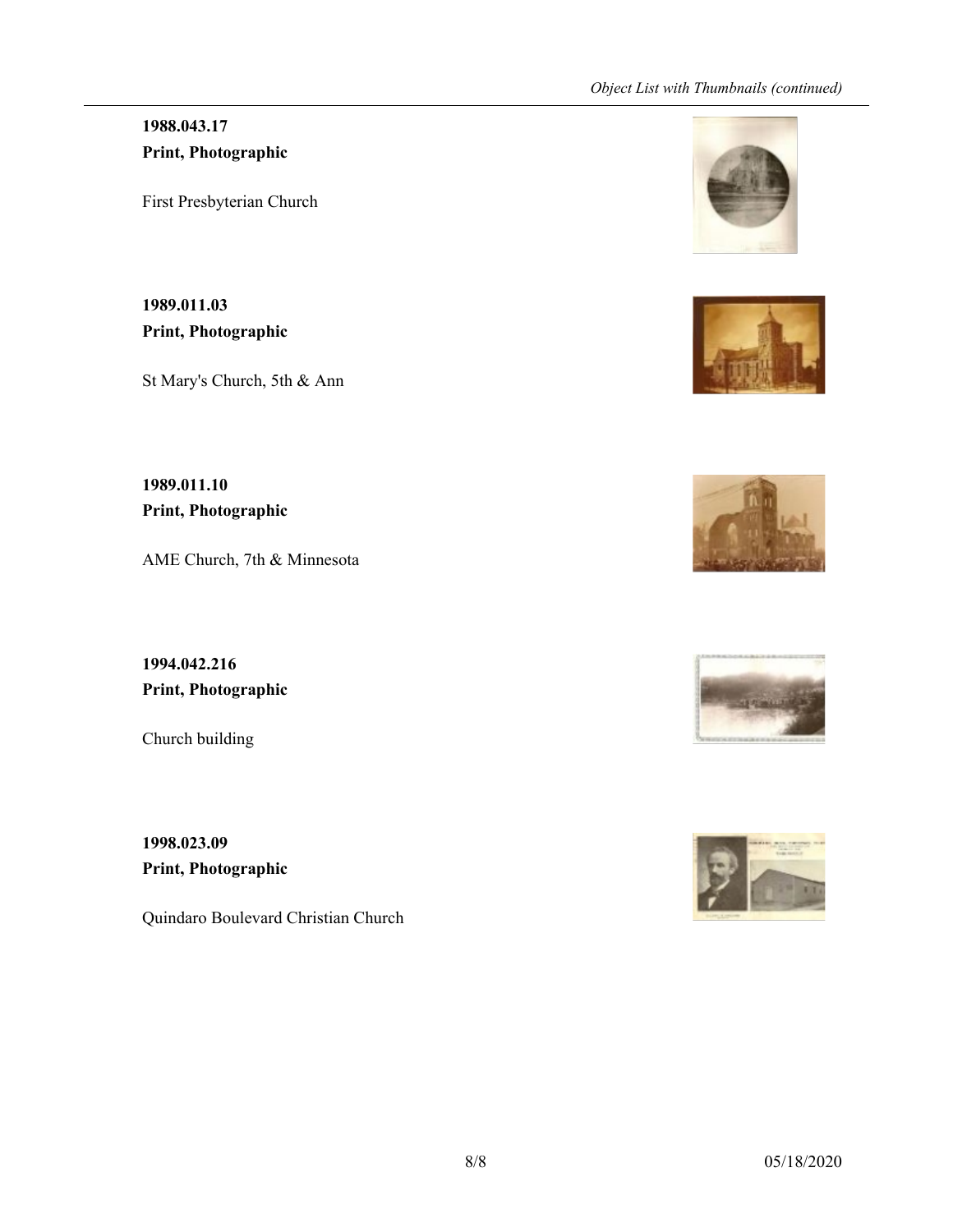**1988.043.17**
**Print, Photographic**

First Presbyterian Church

**1989.011.03**
**Print, Photographic**

St Mary's Church, 5th & Ann

**1989.011.10**
**Print, Photographic**

AME Church, 7th & Minnesota

**1994.042.216**
**Print, Photographic**

Church building

**1998.023.09**
**Print, Photographic**

Quindaro Boulevard Christian Church